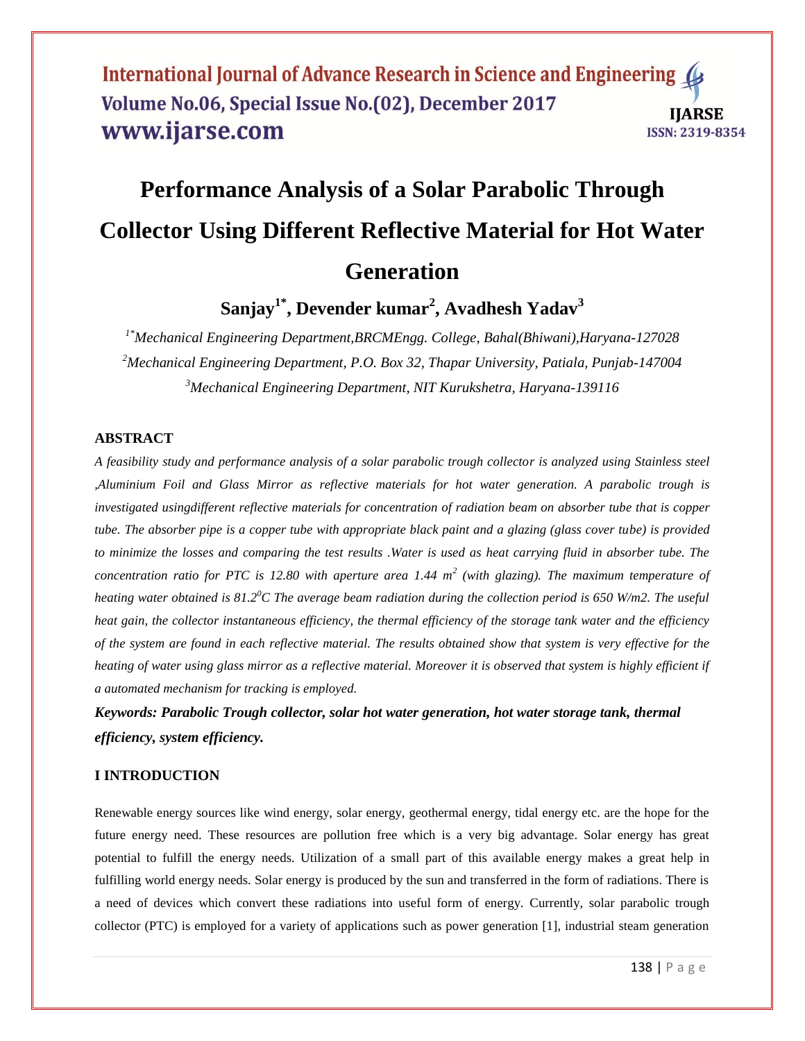# Performance Analysis of a Solar Parabolic Through Collector Using Different Reflective Material for Hot Water Generation

**Sanjay[1*], Devender kumar[2], Avadhesh Yadav[3]**

*[1*]Mechanical Engineering Department,BRCMEngg. College, Bahal(Bhiwani),Haryana-127028*
*[2]Mechanical Engineering Department, P.O. Box 32, Thapar University, Patiala, Punjab-147004*
*[3]Mechanical Engineering Department, NIT Kurukshetra, Haryana-139116*

## ABSTRACT

*A feasibility study and performance analysis of a solar parabolic trough collector is analyzed using Stainless steel ,Aluminium Foil and Glass Mirror as reflective materials for hot water generation. A parabolic trough is investigated usingdifferent reflective materials for concentration of radiation beam on absorber tube that is copper tube. The absorber pipe is a copper tube with appropriate black paint and a glazing (glass cover tube) is provided to minimize the losses and comparing the test results .Water is used as heat carrying fluid in absorber tube. The concentration ratio for PTC is 12.80 with aperture area 1.44 $m^2$ (with glazing). The maximum temperature of heating water obtained is $81.2^0C$ The average beam radiation during the collection period is 650 W/m2. The useful heat gain, the collector instantaneous efficiency, the thermal efficiency of the storage tank water and the efficiency of the system are found in each reflective material. The results obtained show that system is very effective for the heating of water using glass mirror as a reflective material. Moreover it is observed that system is highly efficient if a automated mechanism for tracking is employed.*

***Keywords: Parabolic Trough collector, solar hot water generation, hot water storage tank, thermal efficiency, system efficiency.***

## I INTRODUCTION

Renewable energy sources like wind energy, solar energy, geothermal energy, tidal energy etc. are the hope for the future energy need. These resources are pollution free which is a very big advantage. Solar energy has great potential to fulfill the energy needs. Utilization of a small part of this available energy makes a great help in fulfilling world energy needs. Solar energy is produced by the sun and transferred in the form of radiations. There is a need of devices which convert these radiations into useful form of energy. Currently, solar parabolic trough collector (PTC) is employed for a variety of applications such as power generation [1], industrial steam generation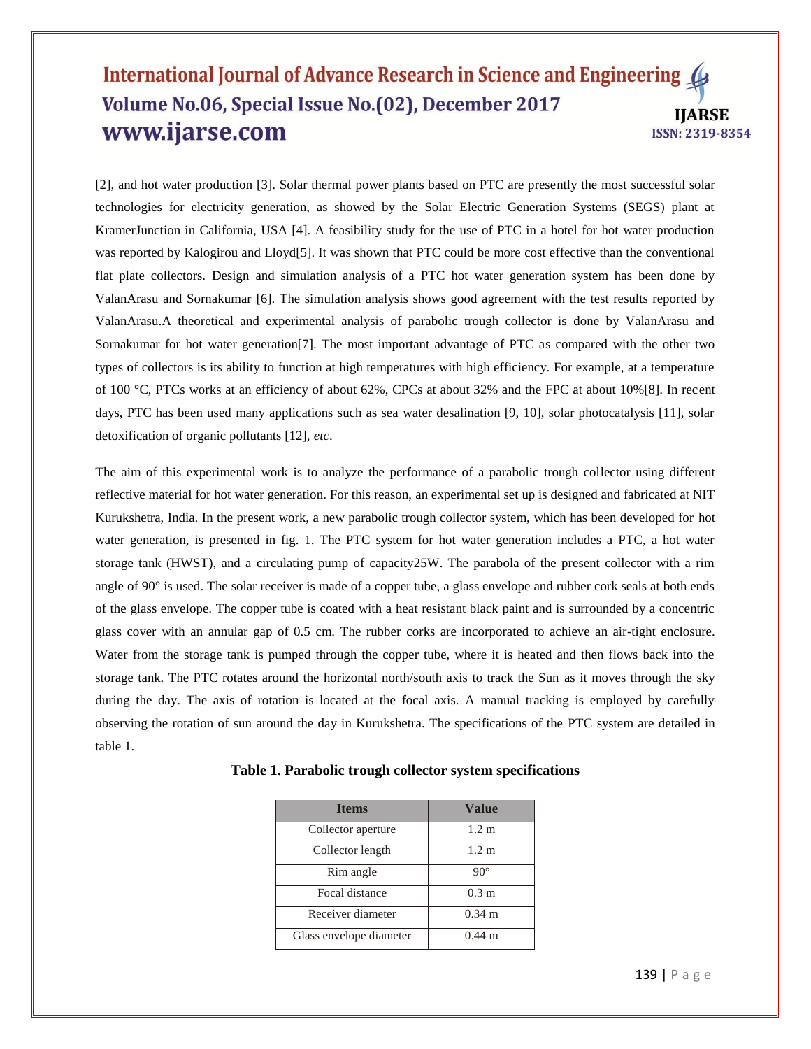[2], and hot water production [3]. Solar thermal power plants based on PTC are presently the most successful solar technologies for electricity generation, as showed by the Solar Electric Generation Systems (SEGS) plant at KramerJunction in California, USA [4]. A feasibility study for the use of PTC in a hotel for hot water production was reported by Kalogirou and Lloyd[5]. It was shown that PTC could be more cost effective than the conventional flat plate collectors. Design and simulation analysis of a PTC hot water generation system has been done by ValanArasu and Sornakumar [6]. The simulation analysis shows good agreement with the test results reported by ValanArasu.A theoretical and experimental analysis of parabolic trough collector is done by ValanArasu and Sornakumar for hot water generation[7]. The most important advantage of PTC as compared with the other two types of collectors is its ability to function at high temperatures with high efficiency. For example, at a temperature of 100 °C, PTCs works at an efficiency of about 62%, CPCs at about 32% and the FPC at about 10%[8]. In recent days, PTC has been used many applications such as sea water desalination [9, 10], solar photocatalysis [11], solar detoxification of organic pollutants [12], *etc*.

The aim of this experimental work is to analyze the performance of a parabolic trough collector using different reflective material for hot water generation. For this reason, an experimental set up is designed and fabricated at NIT Kurukshetra, India. In the present work, a new parabolic trough collector system, which has been developed for hot water generation, is presented in fig. 1. The PTC system for hot water generation includes a PTC, a hot water storage tank (HWST), and a circulating pump of capacity25W. The parabola of the present collector with a rim angle of 90° is used. The solar receiver is made of a copper tube, a glass envelope and rubber cork seals at both ends of the glass envelope. The copper tube is coated with a heat resistant black paint and is surrounded by a concentric glass cover with an annular gap of 0.5 cm. The rubber corks are incorporated to achieve an air-tight enclosure. Water from the storage tank is pumped through the copper tube, where it is heated and then flows back into the storage tank. The PTC rotates around the horizontal north/south axis to track the Sun as it moves through the sky during the day. The axis of rotation is located at the focal axis. A manual tracking is employed by carefully observing the rotation of sun around the day in Kurukshetra. The specifications of the PTC system are detailed in table 1.

**Table 1. Parabolic trough collector system specifications**

| Items | Value |
|---|---|
| Collector aperture | 1.2 m |
| Collector length | 1.2 m |
| Rim angle | 90° |
| Focal distance | 0.3 m |
| Receiver diameter | 0.34 m |
| Glass envelope diameter | 0.44 m |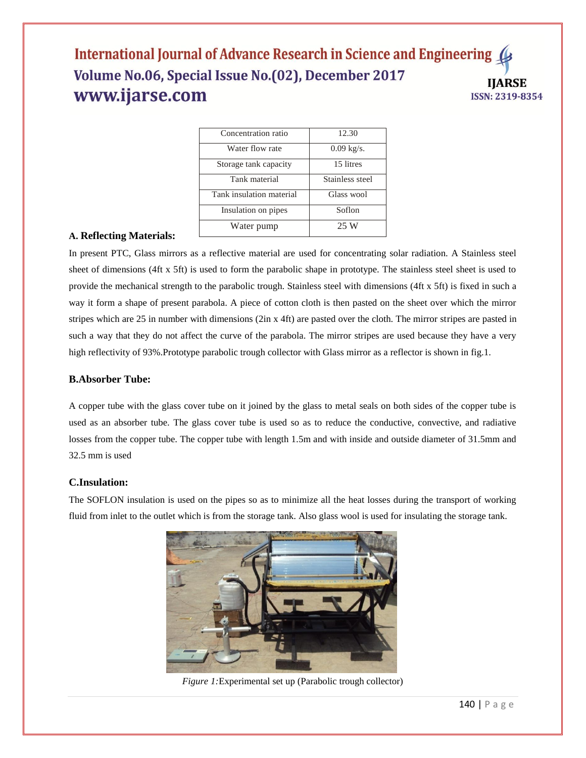| Concentration ratio | 12.30 |
|---|---|
| Water flow rate | 0.09 kg/s. |
| Storage tank capacity | 15 litres |
| Tank material | Stainless steel |
| Tank insulation material | Glass wool |
| Insulation on pipes | Soflon |
| Water pump | 25 W |

### A. Reflecting Materials:

In present PTC, Glass mirrors as a reflective material are used for concentrating solar radiation. A Stainless steel sheet of dimensions (4ft x 5ft) is used to form the parabolic shape in prototype. The stainless steel sheet is used to provide the mechanical strength to the parabolic trough. Stainless steel with dimensions (4ft x 5ft) is fixed in such a way it form a shape of present parabola. A piece of cotton cloth is then pasted on the sheet over which the mirror stripes which are 25 in number with dimensions (2in x 4ft) are pasted over the cloth. The mirror stripes are pasted in such a way that they do not affect the curve of the parabola. The mirror stripes are used because they have a very high reflectivity of 93%.Prototype parabolic trough collector with Glass mirror as a reflector is shown in fig.1.

### B.Absorber Tube:

A copper tube with the glass cover tube on it joined by the glass to metal seals on both sides of the copper tube is used as an absorber tube. The glass cover tube is used so as to reduce the conductive, convective, and radiative losses from the copper tube. The copper tube with length 1.5m and with inside and outside diameter of 31.5mm and 32.5 mm is used

### C.Insulation:

The SOFLON insulation is used on the pipes so as to minimize all the heat losses during the transport of working fluid from inlet to the outlet which is from the storage tank. Also glass wool is used for insulating the storage tank.

*Figure 1:*Experimental set up (Parabolic trough collector)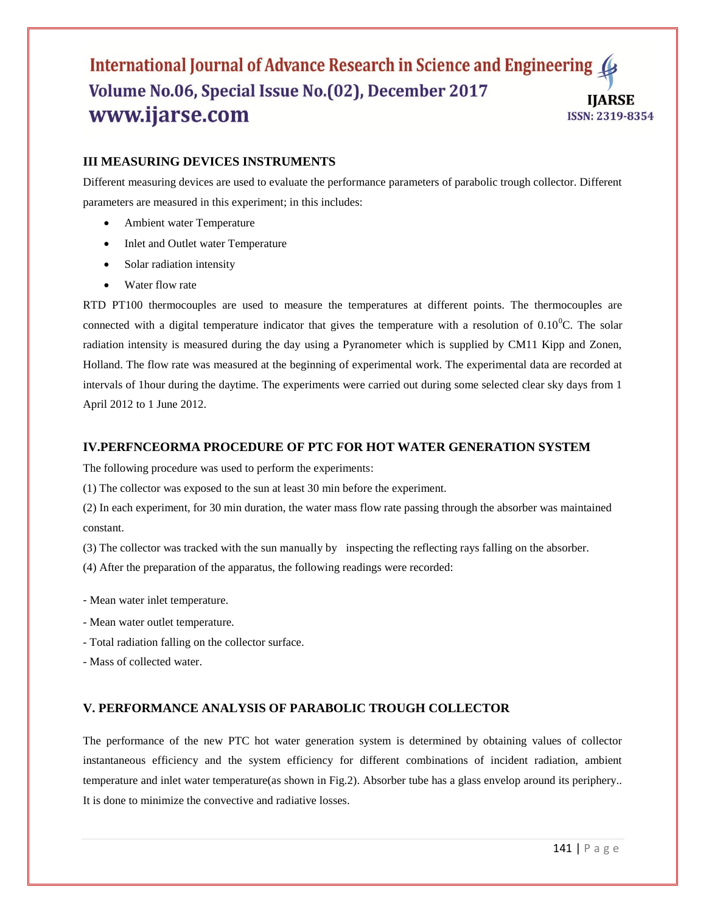## III MEASURING DEVICES INSTRUMENTS

Different measuring devices are used to evaluate the performance parameters of parabolic trough collector. Different parameters are measured in this experiment; in this includes:

- Ambient water Temperature
- Inlet and Outlet water Temperature
- Solar radiation intensity
- Water flow rate

RTD PT100 thermocouples are used to measure the temperatures at different points. The thermocouples are connected with a digital temperature indicator that gives the temperature with a resolution of $0.10^0$C. The solar radiation intensity is measured during the day using a Pyranometer which is supplied by CM11 Kipp and Zonen, Holland. The flow rate was measured at the beginning of experimental work. The experimental data are recorded at intervals of 1hour during the daytime. The experiments were carried out during some selected clear sky days from 1 April 2012 to 1 June 2012.

## IV.PERFNCEORMA PROCEDURE OF PTC FOR HOT WATER GENERATION SYSTEM

The following procedure was used to perform the experiments:

(1) The collector was exposed to the sun at least 30 min before the experiment.

(2) In each experiment, for 30 min duration, the water mass flow rate passing through the absorber was maintained constant.

(3) The collector was tracked with the sun manually by inspecting the reflecting rays falling on the absorber.

(4) After the preparation of the apparatus, the following readings were recorded:

- Mean water inlet temperature.
- Mean water outlet temperature.
- Total radiation falling on the collector surface.
- Mass of collected water.

## V. PERFORMANCE ANALYSIS OF PARABOLIC TROUGH COLLECTOR

The performance of the new PTC hot water generation system is determined by obtaining values of collector instantaneous efficiency and the system efficiency for different combinations of incident radiation, ambient temperature and inlet water temperature(as shown in Fig.2). Absorber tube has a glass envelop around its periphery.. It is done to minimize the convective and radiative losses.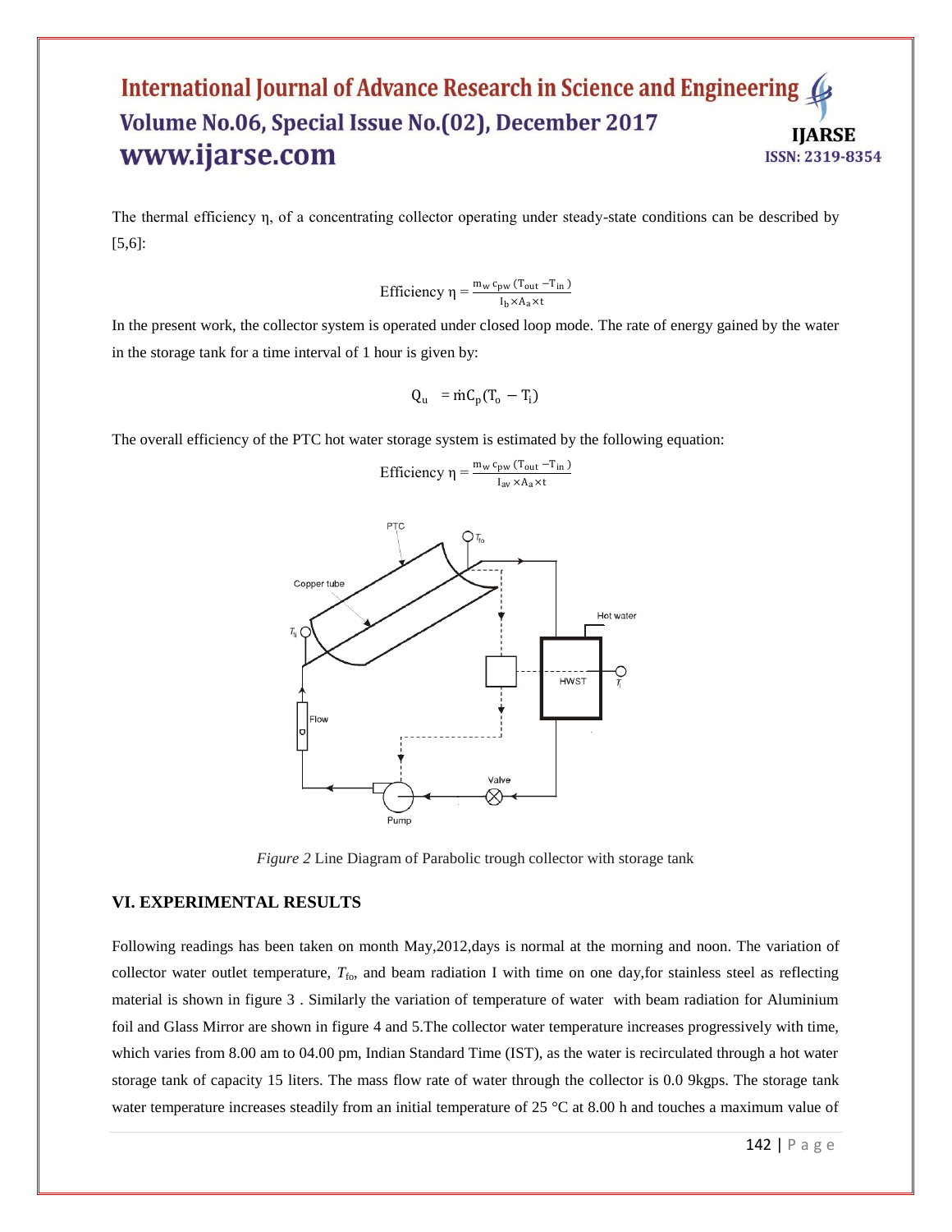The thermal efficiency η, of a concentrating collector operating under steady-state conditions can be described by [5,6]:

$$\text{Efficiency } \eta = \frac{m_w \, c_{pw} \, (T_{out} - T_{in})}{I_b \times A_a \times t}$$

In the present work, the collector system is operated under closed loop mode. The rate of energy gained by the water in the storage tank for a time interval of 1 hour is given by:

$$Q_u = \dot{m} C_p (T_o - T_i)$$

The overall efficiency of the PTC hot water storage system is estimated by the following equation:

$$\text{Efficiency } \eta = \frac{m_w \, c_{pw} \, (T_{out} - T_{in})}{I_{av} \times A_a \times t}$$

*Figure 2* Line Diagram of Parabolic trough collector with storage tank

## VI. EXPERIMENTAL RESULTS

Following readings has been taken on month May,2012,days is normal at the morning and noon. The variation of collector water outlet temperature, $T_{fo}$, and beam radiation I with time on one day,for stainless steel as reflecting material is shown in figure 3 . Similarly the variation of temperature of water with beam radiation for Aluminium foil and Glass Mirror are shown in figure 4 and 5.The collector water temperature increases progressively with time, which varies from 8.00 am to 04.00 pm, Indian Standard Time (IST), as the water is recirculated through a hot water storage tank of capacity 15 liters. The mass flow rate of water through the collector is 0.0 9kgps. The storage tank water temperature increases steadily from an initial temperature of 25 °C at 8.00 h and touches a maximum value of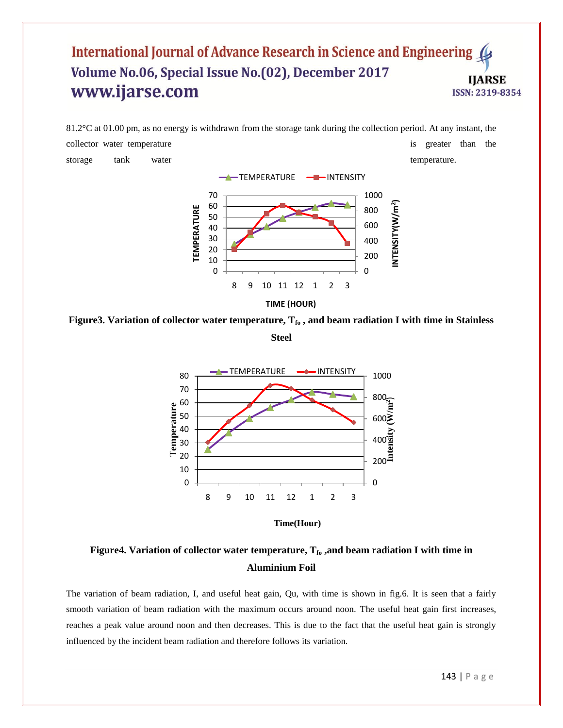81.2°C at 01.00 pm, as no energy is withdrawn from the storage tank during the collection period. At any instant, the collector water temperature is greater than the storage tank water temperature.

**Figure3. Variation of collector water temperature, $T_{fo}$ , and beam radiation I with time in Stainless Steel**

**Figure4. Variation of collector water temperature, $T_{fo}$ ,and beam radiation I with time in Aluminium Foil**

The variation of beam radiation, I, and useful heat gain, Qu, with time is shown in fig.6. It is seen that a fairly smooth variation of beam radiation with the maximum occurs around noon. The useful heat gain first increases, reaches a peak value around noon and then decreases. This is due to the fact that the useful heat gain is strongly influenced by the incident beam radiation and therefore follows its variation.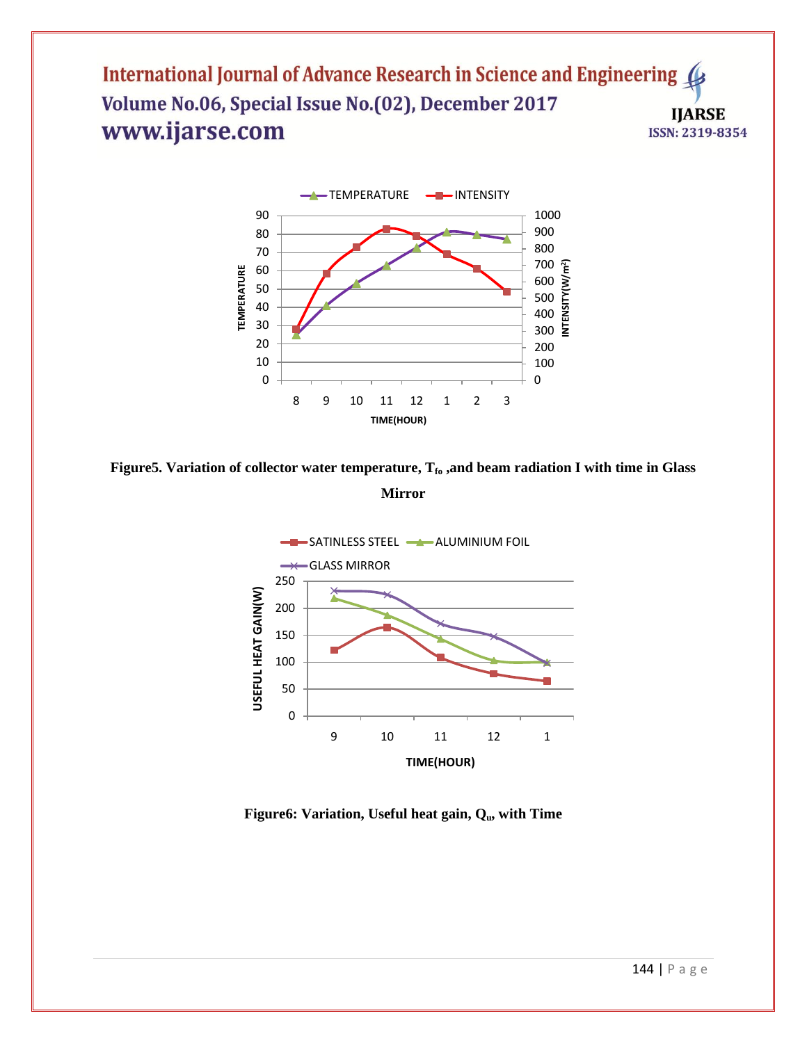Figure5. Variation of collector water temperature, $T_{fo}$ ,and beam radiation I with time in Glass Mirror

Figure6: Variation, Useful heat gain, $Q_u$, with Time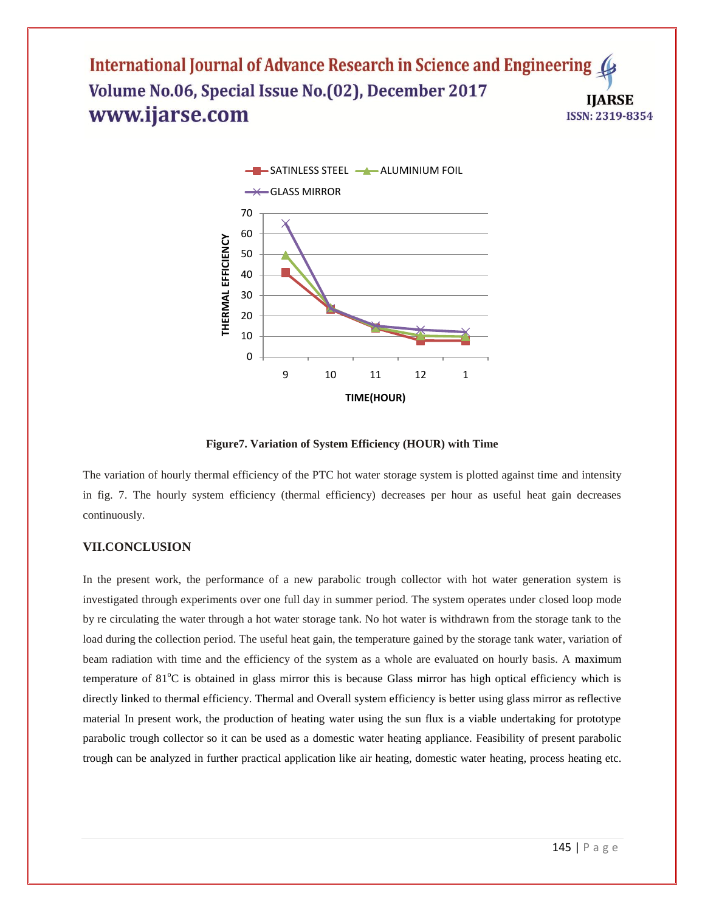**Figure7. Variation of System Efficiency (HOUR) with Time**

The variation of hourly thermal efficiency of the PTC hot water storage system is plotted against time and intensity in fig. 7. The hourly system efficiency (thermal efficiency) decreases per hour as useful heat gain decreases continuously.

## VII.CONCLUSION

In the present work, the performance of a new parabolic trough collector with hot water generation system is investigated through experiments over one full day in summer period. The system operates under closed loop mode by re circulating the water through a hot water storage tank. No hot water is withdrawn from the storage tank to the load during the collection period. The useful heat gain, the temperature gained by the storage tank water, variation of beam radiation with time and the efficiency of the system as a whole are evaluated on hourly basis. A maximum temperature of $81^{o}$C is obtained in glass mirror this is because Glass mirror has high optical efficiency which is directly linked to thermal efficiency. Thermal and Overall system efficiency is better using glass mirror as reflective material In present work, the production of heating water using the sun flux is a viable undertaking for prototype parabolic trough collector so it can be used as a domestic water heating appliance. Feasibility of present parabolic trough can be analyzed in further practical application like air heating, domestic water heating, process heating etc.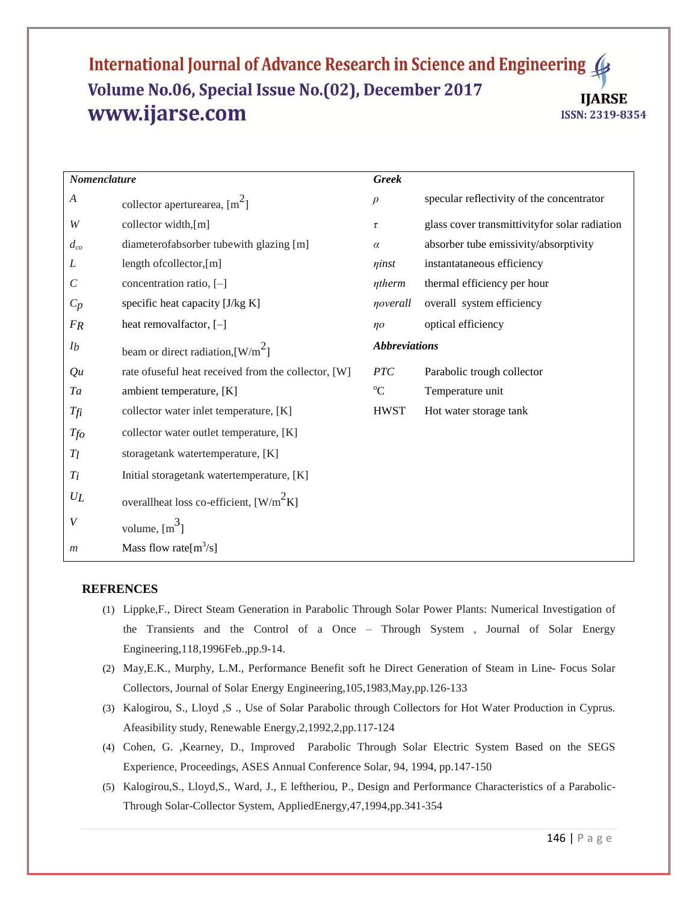| *Nomenclature* | | *Greek* | |
|---|---|---|---|
| $A$ | collector aperturearea, $[m^2]$ | $\rho$ | specular reflectivity of the concentrator |
| $W$ | collector width,[m] | $\tau$ | glass cover transmittivityfor solar radiation |
| $d_{co}$ | diameterofabsorber tubewith glazing [m] | $\alpha$ | absorber tube emissivity/absorptivity |
| $L$ | length ofcollector,[m] | $\eta inst$ | instantataneous efficiency |
| $C$ | concentration ratio, [–] | $\eta therm$ | thermal efficiency per hour |
| $C_p$ | specific heat capacity [J/kg K] | $\eta overall$ | overall system efficiency |
| $F_R$ | heat removalfactor, [–] | $\eta o$ | optical efficiency |
| $I_b$ | beam or direct radiation,$[W/m^2]$ | ***Abbreviations*** | |
| $Q_u$ | rate ofuseful heat received from the collector, [W] | *PTC* | Parabolic trough collector |
| $T_a$ | ambient temperature, [K] | $^oC$ | Temperature unit |
| $T_{fi}$ | collector water inlet temperature, [K] | HWST | Hot water storage tank |
| $T_{fo}$ | collector water outlet temperature, [K] | | |
| $T_l$ | storagetank watertemperature, [K] | | |
| $T_i$ | Initial storagetank watertemperature, [K] | | |
| $U_L$ | overallheat loss co-efficient, $[W/m^2K]$ | | |
| $V$ | volume, $[m^3]$ | | |
| $m$ | Mass flow rate$[m^3/s]$ | | |

## REFRENCES

(1) Lippke,F., Direct Steam Generation in Parabolic Through Solar Power Plants: Numerical Investigation of the Transients and the Control of a Once – Through System , Journal of Solar Energy Engineering,118,1996Feb.,pp.9-14.

(2) May,E.K., Murphy, L.M., Performance Benefit soft he Direct Generation of Steam in Line- Focus Solar Collectors, Journal of Solar Energy Engineering,105,1983,May,pp.126-133

(3) Kalogirou, S., Lloyd ,S ., Use of Solar Parabolic through Collectors for Hot Water Production in Cyprus. Afeasibility study, Renewable Energy,2,1992,2,pp.117-124

(4) Cohen, G. ,Kearney, D., Improved Parabolic Through Solar Electric System Based on the SEGS Experience, Proceedings, ASES Annual Conference Solar, 94, 1994, pp.147-150

(5) Kalogirou,S., Lloyd,S., Ward, J., E leftheriou, P., Design and Performance Characteristics of a Parabolic-Through Solar-Collector System, AppliedEnergy,47,1994,pp.341-354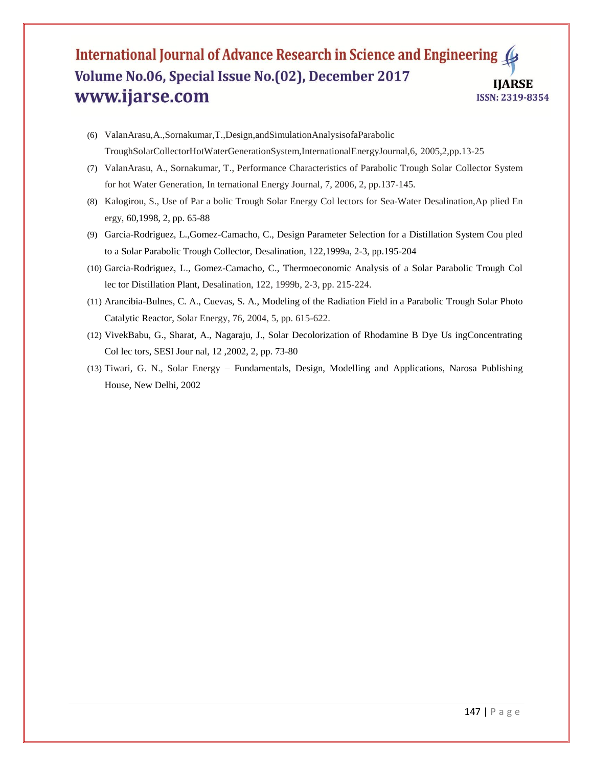(6) ValanArasu,A.,Sornakumar,T.,Design,andSimulationAnalysisofaParabolic TroughSolarCollectorHotWaterGenerationSystem,InternationalEnergyJournal,6, 2005,2,pp.13-25

(7) ValanArasu, A., Sornakumar, T., Performance Characteristics of Parabolic Trough Solar Collector System for hot Water Generation, In ternational Energy Journal, 7, 2006, 2, pp.137-145.

(8) Kalogirou, S., Use of Par a bolic Trough Solar Energy Col lectors for Sea-Water Desalination,Ap plied En ergy, 60,1998, 2, pp. 65-88

(9) Garcia-Rodriguez, L.,Gomez-Camacho, C., Design Parameter Selection for a Distillation System Cou pled to a Solar Parabolic Trough Collector, Desalination, 122,1999a, 2-3, pp.195-204

(10) Garcia-Rodriguez, L., Gomez-Camacho, C., Thermoeconomic Analysis of a Solar Parabolic Trough Col lec tor Distillation Plant, Desalination, 122, 1999b, 2-3, pp. 215-224.

(11) Arancibia-Bulnes, C. A., Cuevas, S. A., Modeling of the Radiation Field in a Parabolic Trough Solar Photo Catalytic Reactor, Solar Energy, 76, 2004, 5, pp. 615-622.

(12) VivekBabu, G., Sharat, A., Nagaraju, J., Solar Decolorization of Rhodamine B Dye Us ingConcentrating Col lec tors, SESI Jour nal, 12 ,2002, 2, pp. 73-80

(13) Tiwari, G. N., Solar Energy – Fundamentals, Design, Modelling and Applications, Narosa Publishing House, New Delhi, 2002